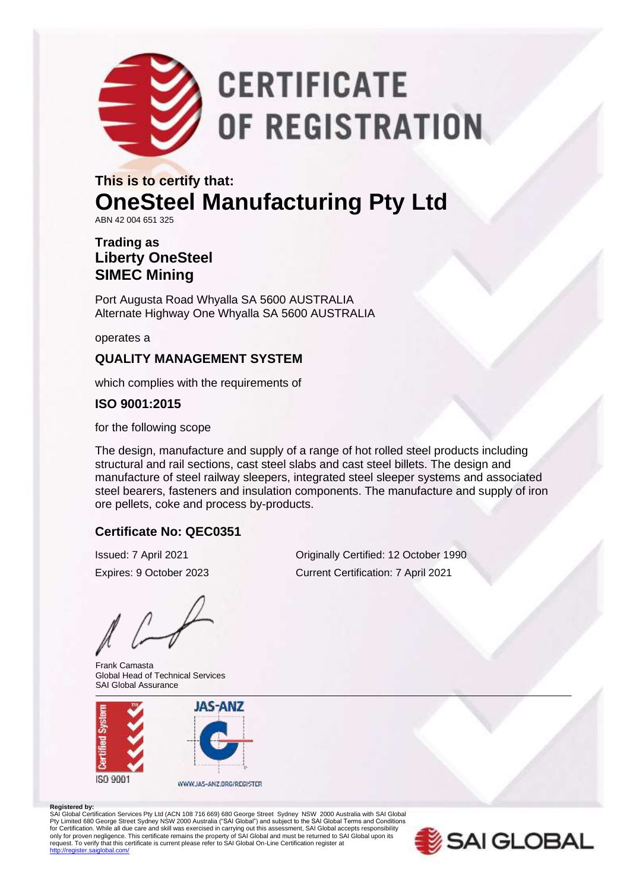# CERTIFICATE OF REGISTRATION

**This is to certify that:**

## OneSteel Manufacturing Pty Ltd

ABN 42 004 651 325

**Trading as**
**Liberty OneSteel**
**SIMEC Mining**

Port Augusta Road Whyalla SA 5600 AUSTRALIA
Alternate Highway One Whyalla SA 5600 AUSTRALIA

operates a

### QUALITY MANAGEMENT SYSTEM

which complies with the requirements of

### ISO 9001:2015

for the following scope

The design, manufacture and supply of a range of hot rolled steel products including structural and rail sections, cast steel slabs and cast steel billets. The design and manufacture of steel railway sleepers, integrated steel sleeper systems and associated steel bearers, fasteners and insulation components. The manufacture and supply of iron ore pellets, coke and process by-products.

### Certificate No: QEC0351

Issued: 7 April 2021
Expires: 9 October 2023

Originally Certified: 12 October 1990
Current Certification: 7 April 2021

Frank Camasta
Global Head of Technical Services
SAI Global Assurance

Certified System
ISO 9001

JAS-ANZ
WWW.JAS-ANZ.ORG/REGISTER

**Registered by:**
SAI Global Certification Services Pty Ltd (ACN 108 716 669) 680 George Street Sydney NSW 2000 Australia with SAI Global Pty Limited 680 George Street Sydney NSW 2000 Australia ("SAI Global") and subject to the SAI Global Terms and Conditions for Certification. While all due care and skill was exercised in carrying out this assessment, SAI Global accepts responsibility only for proven negligence. This certificate remains the property of SAI Global and must be returned to SAI Global upon its request. To verify that this certificate is current please refer to SAI Global On-Line Certification register at http://register.saiglobal.com/

SAI GLOBAL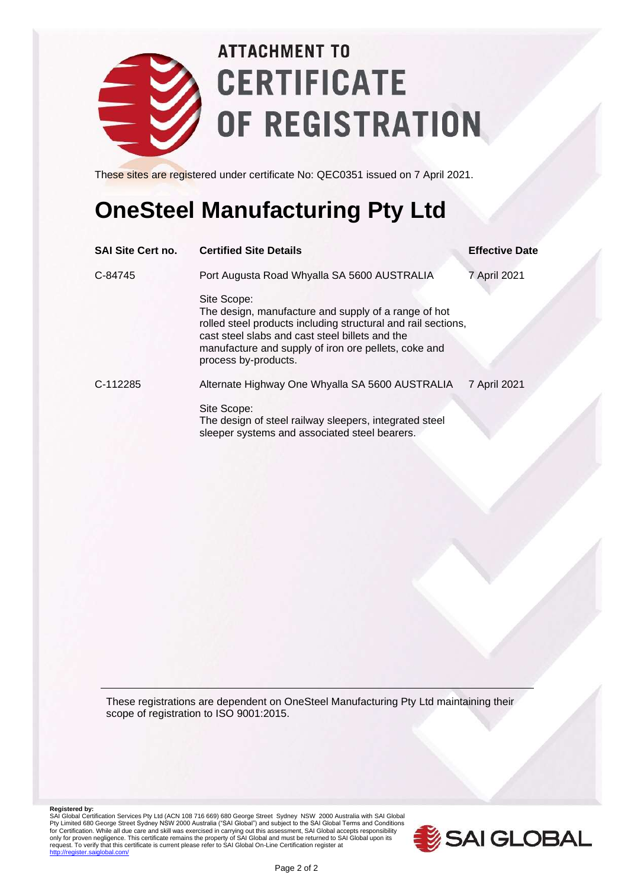# ATTACHMENT TO CERTIFICATE OF REGISTRATION

These sites are registered under certificate No: QEC0351 issued on 7 April 2021.

## OneSteel Manufacturing Pty Ltd

| SAI Site Cert no. | Certified Site Details | Effective Date |
|---|---|---|
| C-84745 | Port Augusta Road Whyalla SA 5600 AUSTRALIA<br><br>Site Scope:<br>The design, manufacture and supply of a range of hot rolled steel products including structural and rail sections, cast steel slabs and cast steel billets and the manufacture and supply of iron ore pellets, coke and process by-products. | 7 April 2021 |
| C-112285 | Alternate Highway One Whyalla SA 5600 AUSTRALIA<br><br>Site Scope:<br>The design of steel railway sleepers, integrated steel sleeper systems and associated steel bearers. | 7 April 2021 |

These registrations are dependent on OneSteel Manufacturing Pty Ltd maintaining their scope of registration to ISO 9001:2015.

**Registered by:**
SAI Global Certification Services Pty Ltd (ACN 108 716 669) 680 George Street Sydney NSW 2000 Australia with SAI Global Pty Limited 680 George Street Sydney NSW 2000 Australia ("SAI Global") and subject to the SAI Global Terms and Conditions for Certification. While all due care and skill was exercised in carrying out this assessment, SAI Global accepts responsibility only for proven negligence. This certificate remains the property of SAI Global and must be returned to SAI Global upon its request. To verify that this certificate is current please refer to SAI Global On-Line Certification register at http://register.saiglobal.com/

SAI GLOBAL